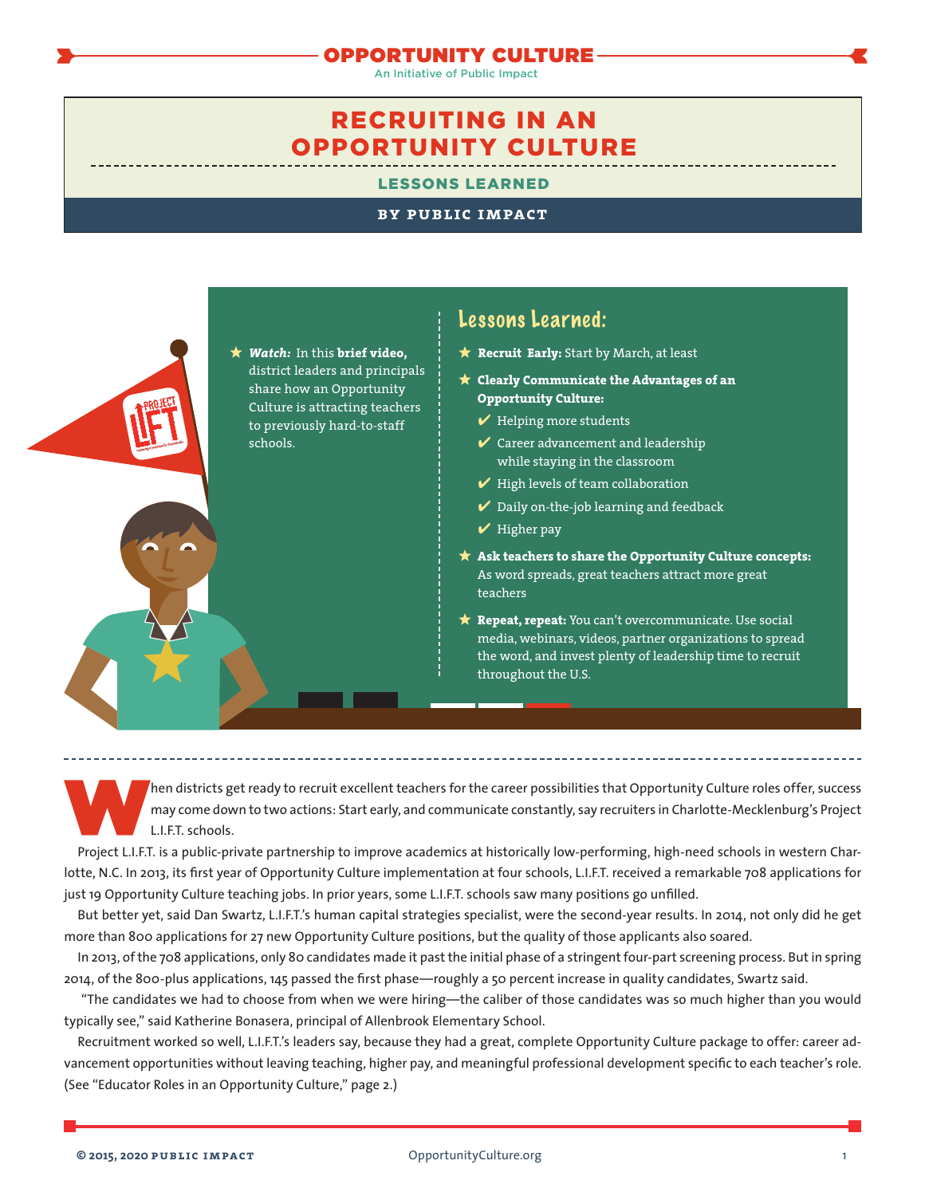OPPORTUNITY CULTURE

An Initiative of Public Impact

# RECRUITING IN AN OPPORTUNITY CULTURE

## LESSONS LEARNED

**BY PUBLIC IMPACT**

★ ***Watch:*** In this **brief video,** district leaders and principals share how an Opportunity Culture is attracting teachers to previously hard-to-staff schools.

### Lessons Learned:

- ★ **Recruit Early:** Start by March, at least
- ★ **Clearly Communicate the Advantages of an Opportunity Culture:**
  - ✔ Helping more students
  - ✔ Career advancement and leadership while staying in the classroom
  - ✔ High levels of team collaboration
  - ✔ Daily on-the-job learning and feedback
  - ✔ Higher pay
- ★ **Ask teachers to share the Opportunity Culture concepts:** As word spreads, great teachers attract more great teachers
- ★ **Repeat, repeat:** You can't overcommunicate. Use social media, webinars, videos, partner organizations to spread the word, and invest plenty of leadership time to recruit throughout the U.S.

---

When districts get ready to recruit excellent teachers for the career possibilities that Opportunity Culture roles offer, success may come down to two actions: Start early, and communicate constantly, say recruiters in Charlotte-Mecklenburg's Project L.I.F.T. schools.

Project L.I.F.T. is a public-private partnership to improve academics at historically low-performing, high-need schools in western Charlotte, N.C. In 2013, its first year of Opportunity Culture implementation at four schools, L.I.F.T. received a remarkable 708 applications for just 19 Opportunity Culture teaching jobs. In prior years, some L.I.F.T. schools saw many positions go unfilled.

But better yet, said Dan Swartz, L.I.F.T.'s human capital strategies specialist, were the second-year results. In 2014, not only did he get more than 800 applications for 27 new Opportunity Culture positions, but the quality of those applicants also soared.

In 2013, of the 708 applications, only 80 candidates made it past the initial phase of a stringent four-part screening process. But in spring 2014, of the 800-plus applications, 145 passed the first phase—roughly a 50 percent increase in quality candidates, Swartz said.

"The candidates we had to choose from when we were hiring—the caliber of those candidates was so much higher than you would typically see," said Katherine Bonasera, principal of Allenbrook Elementary School.

Recruitment worked so well, L.I.F.T.'s leaders say, because they had a great, complete Opportunity Culture package to offer: career advancement opportunities without leaving teaching, higher pay, and meaningful professional development specific to each teacher's role. (See "Educator Roles in an Opportunity Culture," page 2.)

© 2015, 2020 PUBLIC IMPACT    OpportunityCulture.org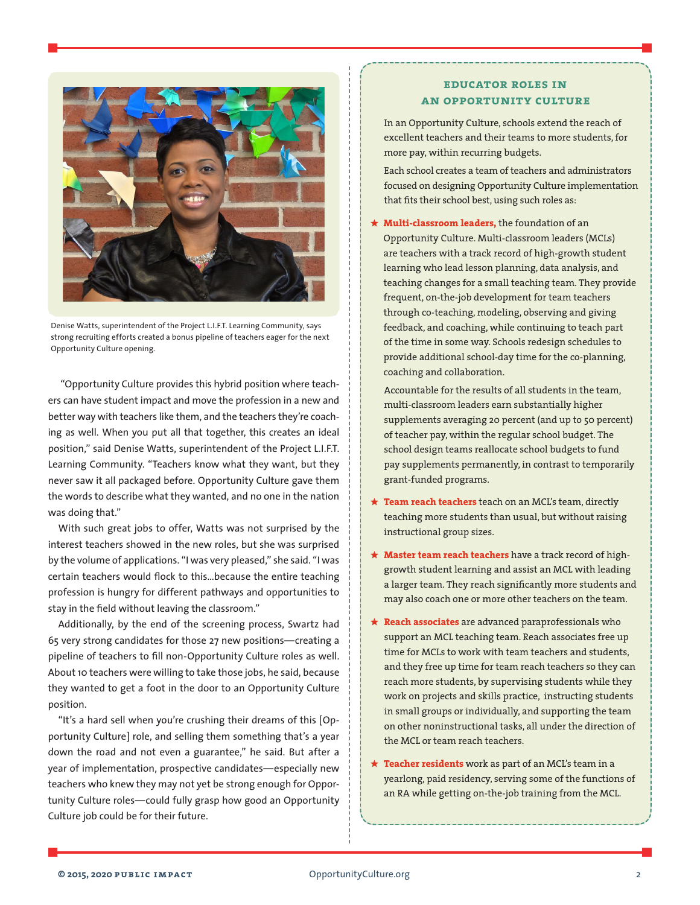Denise Watts, superintendent of the Project L.I.F.T. Learning Community, says strong recruiting efforts created a bonus pipeline of teachers eager for the next Opportunity Culture opening.

"Opportunity Culture provides this hybrid position where teachers can have student impact and move the profession in a new and better way with teachers like them, and the teachers they're coaching as well. When you put all that together, this creates an ideal position," said Denise Watts, superintendent of the Project L.I.F.T. Learning Community. "Teachers know what they want, but they never saw it all packaged before. Opportunity Culture gave them the words to describe what they wanted, and no one in the nation was doing that."

With such great jobs to offer, Watts was not surprised by the interest teachers showed in the new roles, but she was surprised by the volume of applications. "I was very pleased," she said. "I was certain teachers would flock to this...because the entire teaching profession is hungry for different pathways and opportunities to stay in the field without leaving the classroom."

Additionally, by the end of the screening process, Swartz had 65 very strong candidates for those 27 new positions—creating a pipeline of teachers to fill non-Opportunity Culture roles as well. About 10 teachers were willing to take those jobs, he said, because they wanted to get a foot in the door to an Opportunity Culture position.

"It's a hard sell when you're crushing their dreams of this [Opportunity Culture] role, and selling them something that's a year down the road and not even a guarantee," he said. But after a year of implementation, prospective candidates—especially new teachers who knew they may not yet be strong enough for Opportunity Culture roles—could fully grasp how good an Opportunity Culture job could be for their future.

## EDUCATOR ROLES IN AN OPPORTUNITY CULTURE

In an Opportunity Culture, schools extend the reach of excellent teachers and their teams to more students, for more pay, within recurring budgets.

Each school creates a team of teachers and administrators focused on designing Opportunity Culture implementation that fits their school best, using such roles as:

- ★ **Multi-classroom leaders,** the foundation of an Opportunity Culture. Multi-classroom leaders (MCLs) are teachers with a track record of high-growth student learning who lead lesson planning, data analysis, and teaching changes for a small teaching team. They provide frequent, on-the-job development for team teachers through co-teaching, modeling, observing and giving feedback, and coaching, while continuing to teach part of the time in some way. Schools redesign schedules to provide additional school-day time for the co-planning, coaching and collaboration.

  Accountable for the results of all students in the team, multi-classroom leaders earn substantially higher supplements averaging 20 percent (and up to 50 percent) of teacher pay, within the regular school budget. The school design teams reallocate school budgets to fund pay supplements permanently, in contrast to temporarily grant-funded programs.

- ★ **Team reach teachers** teach on an MCL's team, directly teaching more students than usual, but without raising instructional group sizes.

- ★ **Master team reach teachers** have a track record of high-growth student learning and assist an MCL with leading a larger team. They reach significantly more students and may also coach one or more other teachers on the team.

- ★ **Reach associates** are advanced paraprofessionals who support an MCL teaching team. Reach associates free up time for MCLs to work with team teachers and students, and they free up time for team reach teachers so they can reach more students, by supervising students while they work on projects and skills practice, instructing students in small groups or individually, and supporting the team on other noninstructional tasks, all under the direction of the MCL or team reach teachers.

- ★ **Teacher residents** work as part of an MCL's team in a yearlong, paid residency, serving some of the functions of an RA while getting on-the-job training from the MCL.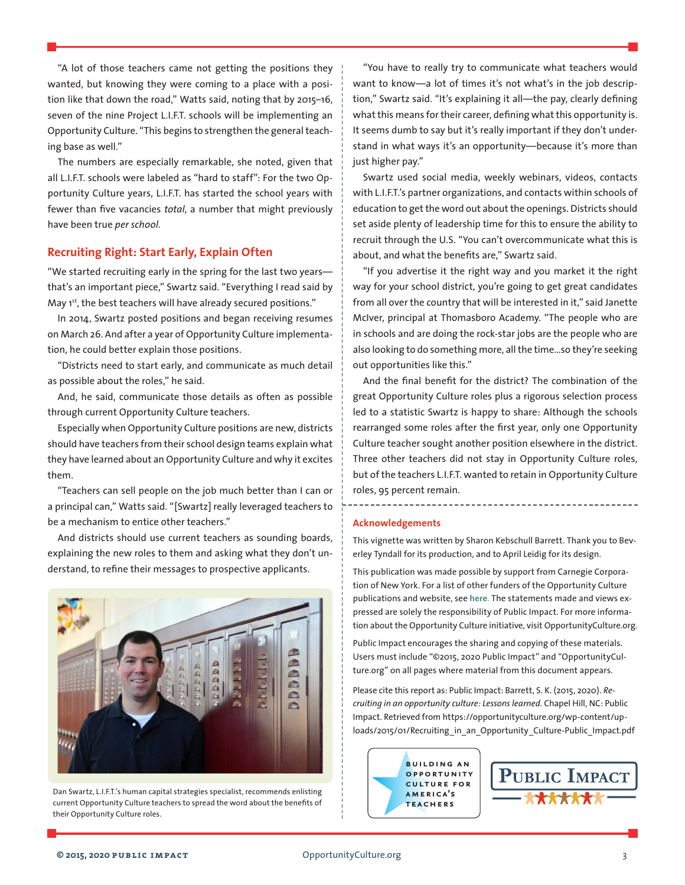"A lot of those teachers came not getting the positions they wanted, but knowing they were coming to a place with a position like that down the road," Watts said, noting that by 2015–16, seven of the nine Project L.I.F.T. schools will be implementing an Opportunity Culture. "This begins to strengthen the general teaching base as well."

The numbers are especially remarkable, she noted, given that all L.I.F.T. schools were labeled as "hard to staff": For the two Opportunity Culture years, L.I.F.T. has started the school years with fewer than five vacancies *total*, a number that might previously have been true *per school*.

## Recruiting Right: Start Early, Explain Often

"We started recruiting early in the spring for the last two years—that's an important piece," Swartz said. "Everything I read said by May 1st, the best teachers will have already secured positions."

In 2014, Swartz posted positions and began receiving resumes on March 26. And after a year of Opportunity Culture implementation, he could better explain those positions.

"Districts need to start early, and communicate as much detail as possible about the roles," he said.

And, he said, communicate those details as often as possible through current Opportunity Culture teachers.

Especially when Opportunity Culture positions are new, districts should have teachers from their school design teams explain what they have learned about an Opportunity Culture and why it excites them.

"Teachers can sell people on the job much better than I can or a principal can," Watts said. "[Swartz] really leveraged teachers to be a mechanism to entice other teachers."

And districts should use current teachers as sounding boards, explaining the new roles to them and asking what they don't understand, to refine their messages to prospective applicants.

Dan Swartz, L.I.F.T.'s human capital strategies specialist, recommends enlisting current Opportunity Culture teachers to spread the word about the benefits of their Opportunity Culture roles.

"You have to really try to communicate what teachers would want to know—a lot of times it's not what's in the job description," Swartz said. "It's explaining it all—the pay, clearly defining what this means for their career, defining what this opportunity is. It seems dumb to say but it's really important if they don't understand in what ways it's an opportunity—because it's more than just higher pay."

Swartz used social media, weekly webinars, videos, contacts with L.I.F.T.'s partner organizations, and contacts within schools of education to get the word out about the openings. Districts should set aside plenty of leadership time for this to ensure the ability to recruit through the U.S. "You can't overcommunicate what this is about, and what the benefits are," Swartz said.

"If you advertise it the right way and you market it the right way for your school district, you're going to get great candidates from all over the country that will be interested in it," said Janette McIver, principal at Thomasboro Academy. "The people who are in schools and are doing the rock-star jobs are the people who are also looking to do something more, all the time…so they're seeking out opportunities like this."

And the final benefit for the district? The combination of the great Opportunity Culture roles plus a rigorous selection process led to a statistic Swartz is happy to share: Although the schools rearranged some roles after the first year, only one Opportunity Culture teacher sought another position elsewhere in the district. Three other teachers did not stay in Opportunity Culture roles, but of the teachers L.I.F.T. wanted to retain in Opportunity Culture roles, 95 percent remain.

### Acknowledgements

This vignette was written by Sharon Kebschull Barrett. Thank you to Beverley Tyndall for its production, and to April Leidig for its design.

This publication was made possible by support from Carnegie Corporation of New York. For a list of other funders of the Opportunity Culture publications and website, see here. The statements made and views expressed are solely the responsibility of Public Impact. For more information about the Opportunity Culture initiative, visit OpportunityCulture.org.

Public Impact encourages the sharing and copying of these materials. Users must include "©2015, 2020 Public Impact" and "OpportunityCulture.org" on all pages where material from this document appears.

Please cite this report as: Public Impact: Barrett, S. K. (2015, 2020). *Recruiting in an opportunity culture: Lessons learned.* Chapel Hill, NC: Public Impact. Retrieved from https://opportunityculture.org/wp-content/uploads/2015/01/Recruiting_in_an_Opportunity_Culture-Public_Impact.pdf

BUILDING AN OPPORTUNITY CULTURE FOR AMERICA'S TEACHERS

PUBLIC IMPACT